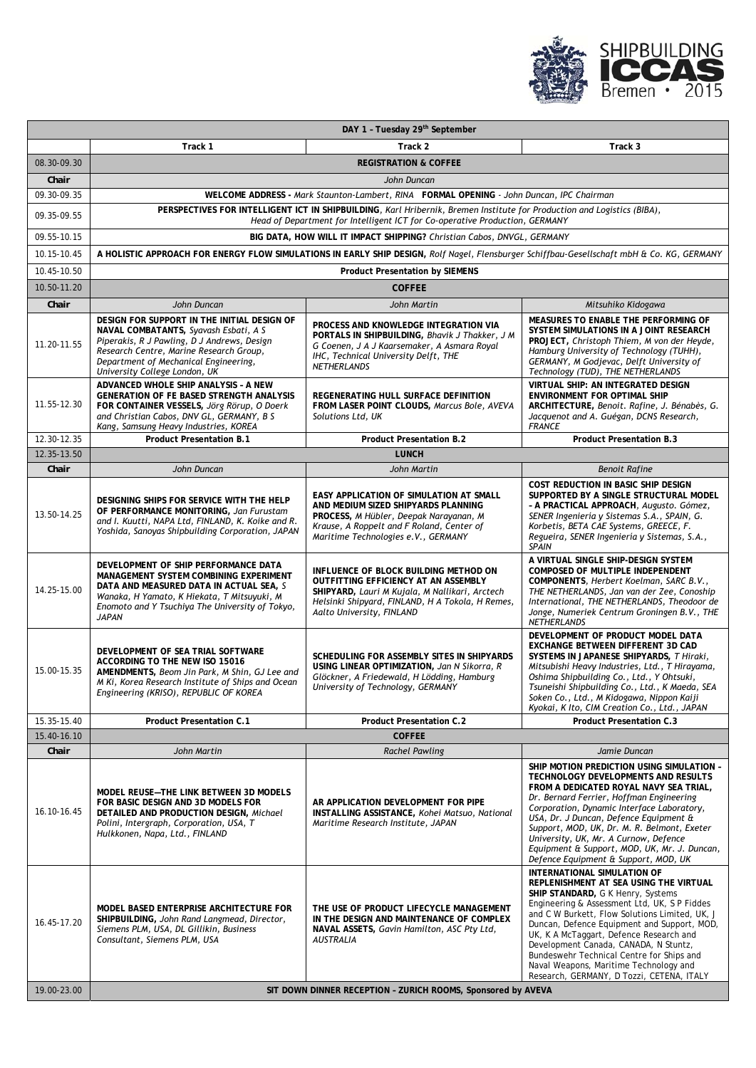SHIPBUILDING ICCAS Bremen • 2015

| DAY 1 – Tuesday 29th September | | | |
|---|---|---|---|
| | **Track 1** | **Track 2** | **Track 3** |
| 08.30-09.30 | **REGISTRATION & COFFEE** | | |
| **Chair** | *John Duncan* | | |
| 09.30-09.35 | **WELCOME ADDRESS -** *Mark Staunton-Lambert, RINA* **FORMAL OPENING** *- John Duncan, IPC Chairman* | | |
| 09.35-09.55 | **PERSPECTIVES FOR INTELLIGENT ICT IN SHIPBUILDING**, *Karl Hribernik, Bremen Institute for Production and Logistics (BIBA), Head of Department for Intelligent ICT for Co-operative Production, GERMANY* | | |
| 09.55-10.15 | **BIG DATA, HOW WILL IT IMPACT SHIPPING?** *Christian Cabos, DNVGL, GERMANY* | | |
| 10.15-10.45 | **A HOLISTIC APPROACH FOR ENERGY FLOW SIMULATIONS IN EARLY SHIP DESIGN,** *Rolf Nagel, Flensburger Schiffbau-Gesellschaft mbH & Co. KG, GERMANY* | | |
| 10.45-10.50 | **Product Presentation by SIEMENS** | | |
| 10.50-11.20 | **COFFEE** | | |
| **Chair** | *John Duncan* | *John Martin* | *Mitsuhiko Kidogawa* |
| 11.20-11.55 | **DESIGN FOR SUPPORT IN THE INITIAL DESIGN OF NAVAL COMBATANTS,** *Syavash Esbati, A S Piperakis, R J Pawling, D J Andrews, Design Research Centre, Marine Research Group, Department of Mechanical Engineering, University College London, UK* | **PROCESS AND KNOWLEDGE INTEGRATION VIA PORTALS IN SHIPBUILDING,** *Bhavik J Thakker, J M G Coenen, J A J Kaarsemaker, A Asmara Royal IHC, Technical University Delft, THE NETHERLANDS* | **MEASURES TO ENABLE THE PERFORMING OF SYSTEM SIMULATIONS IN A JOINT RESEARCH PROJECT,** *Christoph Thiem, M von der Heyde, Hamburg University of Technology (TUHH), GERMANY, M Godjevac, Delft University of Technology (TUD), THE NETHERLANDS* |
| 11.55-12.30 | **ADVANCED WHOLE SHIP ANALYSIS – A NEW GENERATION OF FE BASED STRENGTH ANALYSIS FOR CONTAINER VESSELS,** *Jörg Rörup, O Doerk and Christian Cabos, DNV GL, GERMANY, B S Kang, Samsung Heavy Industries, KOREA* | **REGENERATING HULL SURFACE DEFINITION FROM LASER POINT CLOUDS,** *Marcus Bole, AVEVA Solutions Ltd, UK* | **VIRTUAL SHIP: AN INTEGRATED DESIGN ENVIRONMENT FOR OPTIMAL SHIP ARCHITECTURE,** *Benoit. Rafine, J. Bénabès, G. Jacquenot and A. Guégan, DCNS Research, FRANCE* |
| 12.30-12.35 | **Product Presentation B.1** | **Product Presentation B.2** | **Product Presentation B.3** |
| 12.35-13.50 | **LUNCH** | | |
| **Chair** | *John Duncan* | *John Martin* | *Benoit Rafine* |
| 13.50-14.25 | **DESIGNING SHIPS FOR SERVICE WITH THE HELP OF PERFORMANCE MONITORING,** *Jan Furustam and I. Kuutti, NAPA Ltd, FINLAND, K. Koike and R. Yoshida, Sanoyas Shipbuilding Corporation, JAPAN* | **EASY APPLICATION OF SIMULATION AT SMALL AND MEDIUM SIZED SHIPYARDS PLANNING PROCESS,** *M Hübler, Deepak Narayanan, M Krause, A Roppelt and F Roland, Center of Maritime Technologies e.V., GERMANY* | **COST REDUCTION IN BASIC SHIP DESIGN SUPPORTED BY A SINGLE STRUCTURAL MODEL – A PRACTICAL APPROACH**, *Augusto. Gómez, SENER Ingeniería y Sistemas S.A., SPAIN, G. Korbetis, BETA CAE Systems, GREECE, F. Regueira, SENER Ingeniería y Sistemas, S.A., SPAIN* |
| 14.25-15.00 | **DEVELOPMENT OF SHIP PERFORMANCE DATA MANAGEMENT SYSTEM COMBINING EXPERIMENT DATA AND MEASURED DATA IN ACTUAL SEA,** *S Wanaka, H Yamato, K Hiekata, T Mitsuyuki, M Enomoto and Y Tsuchiya The University of Tokyo, JAPAN* | **INFLUENCE OF BLOCK BUILDING METHOD ON OUTFITTING EFFICIENCY AT AN ASSEMBLY SHIPYARD,** *Lauri M Kujala, M Nallikari, Arctech Helsinki Shipyard, FINLAND, H A Tokola, H Remes, Aalto University, FINLAND* | **A VIRTUAL SINGLE SHIP-DESIGN SYSTEM COMPOSED OF MULTIPLE INDEPENDENT COMPONENTS**, *Herbert Koelman, SARC B.V., THE NETHERLANDS, Jan van der Zee, Conoship International, THE NETHERLANDS, Theodoor de Jonge, Numeriek Centrum Groningen B.V., THE NETHERLANDS* |
| 15.00-15.35 | **DEVELOPMENT OF SEA TRIAL SOFTWARE ACCORDING TO THE NEW ISO 15016 AMENDMENTS,** *Beom Jin Park, M Shin, GJ Lee and M Ki, Korea Research Institute of Ships and Ocean Engineering (KRISO), REPUBLIC OF KOREA* | **SCHEDULING FOR ASSEMBLY SITES IN SHIPYARDS USING LINEAR OPTIMIZATION,** *Jan N Sikorra, R Glöckner, A Friedewald, H Lödding, Hamburg University of Technology, GERMANY* | **DEVELOPMENT OF PRODUCT MODEL DATA EXCHANGE BETWEEN DIFFERENT 3D CAD SYSTEMS IN JAPANESE SHIPYARDS,** *T Hiraki, Mitsubishi Heavy Industries, Ltd., T Hirayama, Oshima Shipbuilding Co., Ltd., Y Ohtsuki, Tsuneishi Shipbuilding Co., Ltd., K Maeda, SEA Soken Co., Ltd., M Kidogawa, Nippon Kaiji Kyokai, K Ito, CIM Creation Co., Ltd., JAPAN* |
| 15.35-15.40 | **Product Presentation C.1** | **Product Presentation C.2** | **Product Presentation C.3** |
| 15.40-16.10 | **COFFEE** | | |
| **Chair** | *John Martin* | *Rachel Pawling* | *Jamie Duncan* |
| 16.10-16.45 | **MODEL REUSE—THE LINK BETWEEN 3D MODELS FOR BASIC DESIGN AND 3D MODELS FOR DETAILED AND PRODUCTION DESIGN,** *Michael Polini, Intergraph, Corporation, USA, T Hulkkonen, Napa, Ltd., FINLAND* | **AR APPLICATION DEVELOPMENT FOR PIPE INSTALLING ASSISTANCE,** *Kohei Matsuo, National Maritime Research Institute, JAPAN* | **SHIP MOTION PREDICTION USING SIMULATION – TECHNOLOGY DEVELOPMENTS AND RESULTS FROM A DEDICATED ROYAL NAVY SEA TRIAL,** *Dr. Bernard Ferrier, Hoffman Engineering Corporation, Dynamic Interface Laboratory, USA, Dr. J Duncan, Defence Equipment & Support, MOD, UK, Dr. M. R. Belmont, Exeter University, UK, Mr. A Curnow, Defence Equipment & Support, MOD, UK, Mr. J. Duncan, Defence Equipment & Support, MOD, UK* |
| 16.45-17.20 | **MODEL BASED ENTERPRISE ARCHITECTURE FOR SHIPBUILDING,** *John Rand Langmead, Director, Siemens PLM, USA, DL Gillikin, Business Consultant, Siemens PLM, USA* | **THE USE OF PRODUCT LIFECYCLE MANAGEMENT IN THE DESIGN AND MAINTENANCE OF COMPLEX NAVAL ASSETS,** *Gavin Hamilton, ASC Pty Ltd, AUSTRALIA* | **INTERNATIONAL SIMULATION OF REPLENISHMENT AT SEA USING THE VIRTUAL SHIP STANDARD,** G K Henry, Systems Engineering & Assessment Ltd, UK, S P Fiddes and C W Burkett, Flow Solutions Limited, UK, J Duncan, Defence Equipment and Support, MOD, UK, K A McTaggart, Defence Research and Development Canada, CANADA, N Stuntz, Bundeswehr Technical Centre for Ships and Naval Weapons, Maritime Technology and Research, GERMANY, D Tozzi, CETENA, ITALY |
| 19.00-23.00 | **SIT DOWN DINNER RECEPTION – ZURICH ROOMS, Sponsored by AVEVA** | | |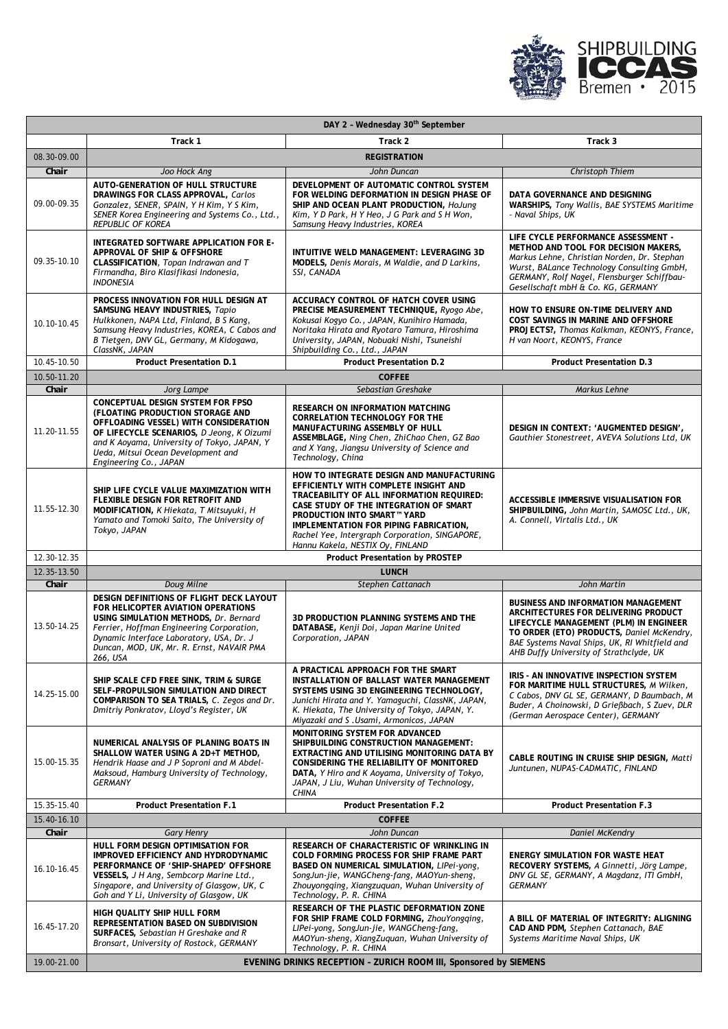| DAY 2 – Wednesday 30th September | | | |
|---|---|---|---|
| | **Track 1** | **Track 2** | **Track 3** |
| 08.30-09.00 | **REGISTRATION** | | |
| **Chair** | *Joo Hock Ang* | *John Duncan* | *Christoph Thiem* |
| 09.00-09.35 | **AUTO-GENERATION OF HULL STRUCTURE DRAWINGS FOR CLASS APPROVAL,** *Carlos Gonzalez, SENER, SPAIN, Y H Kim, Y S Kim, SENER Korea Engineering and Systems Co., Ltd., REPUBLIC OF KOREA* | **DEVELOPMENT OF AUTOMATIC CONTROL SYSTEM FOR WELDING DEFORMATION IN DESIGN PHASE OF SHIP AND OCEAN PLANT PRODUCTION,** *HoJung Kim, Y D Park, H Y Heo, J G Park and S H Won, Samsung Heavy Industries, KOREA* | **DATA GOVERNANCE AND DESIGNING WARSHIPS,** *Tony Wallis, BAE SYSTEMS Maritime - Naval Ships, UK* |
| 09.35-10.10 | **INTEGRATED SOFTWARE APPLICATION FOR E-APPROVAL OF SHIP & OFFSHORE CLASSIFICATION**, *Topan Indrawan and T Firmandha, Biro Klasifikasi Indonesia, INDONESIA* | **INTUITIVE WELD MANAGEMENT: LEVERAGING 3D MODELS,** *Denis Morais, M Waldie, and D Larkins, SSI, CANADA* | **LIFE CYCLE PERFORMANCE ASSESSMENT - METHOD AND TOOL FOR DECISION MAKERS,** *Markus Lehne, Christian Norden, Dr. Stephan Wurst, BALance Technology Consulting GmbH, GERMANY, Rolf Nagel, Flensburger Schiffbau-Gesellschaft mbH & Co. KG, GERMANY* |
| 10.10-10.45 | **PROCESS INNOVATION FOR HULL DESIGN AT SAMSUNG HEAVY INDUSTRIES,** *Tapio Hulkkonen, NAPA Ltd, Finland, B S Kang, Samsung Heavy Industries, KOREA, C Cabos and B Tietgen, DNV GL, Germany, M Kidogawa, ClassNK, JAPAN* | **ACCURACY CONTROL OF HATCH COVER USING PRECISE MEASUREMENT TECHNIQUE,** *Ryogo Abe, Kokusai Kogyo Co., JAPAN, Kunihiro Hamada, Noritaka Hirata and Ryotaro Tamura, Hiroshima University, JAPAN, Nobuaki Nishi, Tsuneishi Shipbuilding Co., Ltd., JAPAN* | **HOW TO ENSURE ON-TIME DELIVERY AND COST SAVINGS IN MARINE AND OFFSHORE PROJECTS?,** *Thomas Kalkman, KEONYS, France, H van Noort, KEONYS, France* |
| 10.45-10.50 | **Product Presentation D.1** | **Product Presentation D.2** | **Product Presentation D.3** |
| 10.50-11.20 | **COFFEE** | | |
| **Chair** | *Jorg Lampe* | *Sebastian Greshake* | *Markus Lehne* |
| 11.20-11.55 | **CONCEPTUAL DESIGN SYSTEM FOR FPSO (FLOATING PRODUCTION STORAGE AND OFFLOADING VESSEL) WITH CONSIDERATION OF LIFECYCLE SCENARIOS,** *D Jeong, K Oizumi and K Aoyama, University of Tokyo, JAPAN, Y Ueda, Mitsui Ocean Development and Engineering Co., JAPAN* | **RESEARCH ON INFORMATION MATCHING CORRELATION TECHNOLOGY FOR THE MANUFACTURING ASSEMBLY OF HULL ASSEMBLAGE,** *Ning Chen, ZhiChao Chen, GZ Bao and X Yang, Jiangsu University of Science and Technology, China* | **DESIGN IN CONTEXT: 'AUGMENTED DESIGN',** *Gauthier Stonestreet, AVEVA Solutions Ltd, UK* |
| 11.55-12.30 | **SHIP LIFE CYCLE VALUE MAXIMIZATION WITH FLEXIBLE DESIGN FOR RETROFIT AND MODIFICATION,** *K Hiekata, T Mitsuyuki, H Yamato and Tomoki Saito, The University of Tokyo, JAPAN* | **HOW TO INTEGRATE DESIGN AND MANUFACTURING EFFICIENTLY WITH COMPLETE INSIGHT AND TRACEABILITY OF ALL INFORMATION REQUIRED: CASE STUDY OF THE INTEGRATION OF SMART PRODUCTION INTO SMART™ YARD IMPLEMENTATION FOR PIPING FABRICATION,** *Rachel Yee, Intergraph Corporation, SINGAPORE, Hannu Kakela, NESTIX Oy, FINLAND* | **ACCESSIBLE IMMERSIVE VISUALISATION FOR SHIPBUILDING,** *John Martin, SAMOSC Ltd., UK, A. Connell, Virtalis Ltd., UK* |
| 12.30-12.35 | **Product Presentation by PROSTEP** | | |
| 12.35-13.50 | **LUNCH** | | |
| **Chair** | *Doug Milne* | *Stephen Cattanach* | *John Martin* |
| 13.50-14.25 | **DESIGN DEFINITIONS OF FLIGHT DECK LAYOUT FOR HELICOPTER AVIATION OPERATIONS USING SIMULATION METHODS,** *Dr. Bernard Ferrier, Hoffman Engineering Corporation, Dynamic Interface Laboratory, USA, Dr. J Duncan, MOD, UK, Mr. R. Ernst, NAVAIR PMA 266, USA* | **3D PRODUCTION PLANNING SYSTEMS AND THE DATABASE,** *Kenji Doi, Japan Marine United Corporation, JAPAN* | **BUSINESS AND INFORMATION MANAGEMENT ARCHITECTURES FOR DELIVERING PRODUCT LIFECYCLE MANAGEMENT (PLM) IN ENGINEER TO ORDER (ETO) PRODUCTS,** *Daniel McKendry, BAE Systems Naval Ships, UK, RI Whitfield and AHB Duffy University of Strathclyde, UK* |
| 14.25-15.00 | **SHIP SCALE CFD FREE SINK, TRIM & SURGE SELF-PROPULSION SIMULATION AND DIRECT COMPARISON TO SEA TRIALS,** *C. Zegos and Dr. Dmitriy Ponkratov, Lloyd's Register, UK* | **A PRACTICAL APPROACH FOR THE SMART INSTALLATION OF BALLAST WATER MANAGEMENT SYSTEMS USING 3D ENGINEERING TECHNOLOGY,** *Junichi Hirata and Y. Yamaguchi, ClassNK, JAPAN, K. Hiekata, The University of Tokyo, JAPAN, Y. Miyazaki and S .Usami, Armonicos, JAPAN* | **IRIS - AN INNOVATIVE INSPECTION SYSTEM FOR MARITIME HULL STRUCTURES,** *M Wilken, C Cabos, DNV GL SE, GERMANY, D Baumbach, M Buder, A Choinowski, D Grießbach, S Zuev, DLR (German Aerospace Center), GERMANY* |
| 15.00-15.35 | **NUMERICAL ANALYSIS OF PLANING BOATS IN SHALLOW WATER USING A 2D+T METHOD,** *Hendrik Haase and J P Soproni and M Abdel-Maksoud, Hamburg University of Technology, GERMANY* | **MONITORING SYSTEM FOR ADVANCED SHIPBUILDING CONSTRUCTION MANAGEMENT: EXTRACTING AND UTILISING MONITORING DATA BY CONSIDERING THE RELIABILITY OF MONITORED DATA,** *Y Hiro and K Aoyama, University of Tokyo, JAPAN, J Liu, Wuhan University of Technology, CHINA* | **CABLE ROUTING IN CRUISE SHIP DESIGN,** *Matti Juntunen, NUPAS-CADMATIC, FINLAND* |
| 15.35-15.40 | **Product Presentation F.1** | **Product Presentation F.2** | **Product Presentation F.3** |
| 15.40-16.10 | **COFFEE** | | |
| **Chair** | *Gary Henry* | *John Duncan* | *Daniel McKendry* |
| 16.10-16.45 | **HULL FORM DESIGN OPTIMISATION FOR IMPROVED EFFICIENCY AND HYDRODYNAMIC PERFORMANCE OF 'SHIP-SHAPED' OFFSHORE VESSELS,** *J H Ang, Sembcorp Marine Ltd., Singapore, and University of Glasgow, UK, C Goh and Y Li, University of Glasgow, UK* | **RESEARCH OF CHARACTERISTIC OF WRINKLING IN COLD FORMING PROCESS FOR SHIP FRAME PART BASED ON NUMERICAL SIMULATION,** *LIPei-yong, SongJun-jie, WANGCheng-fang, MAOYun-sheng, Zhouyongqing, Xiangzuquan, Wuhan University of Technology, P. R. CHINA* | **ENERGY SIMULATION FOR WASTE HEAT RECOVERY SYSTEMS,** *A Ginnetti, Jörg Lampe, DNV GL SE, GERMANY, A Magdanz, ITI GmbH, GERMANY* |
| 16.45-17.20 | **HIGH QUALITY SHIP HULL FORM REPRESENTATION BASED ON SUBDIVISION SURFACES,** *Sebastian H Greshake and R Bronsart, University of Rostock, GERMANY* | **RESEARCH OF THE PLASTIC DEFORMATION ZONE FOR SHIP FRAME COLD FORMING,** *ZhouYongqing, LIPei-yong, SongJun-jie, WANGCheng-fang, MAOYun-sheng, XiangZuquan, Wuhan University of Technology, P. R. CHINA* | **A BILL OF MATERIAL OF INTEGRITY: ALIGNING CAD AND PDM,** *Stephen Cattanach, BAE Systems Maritime Naval Ships, UK* |
| 19.00-21.00 | **EVENING DRINKS RECEPTION – ZURICH ROOM III, Sponsored by SIEMENS** | | |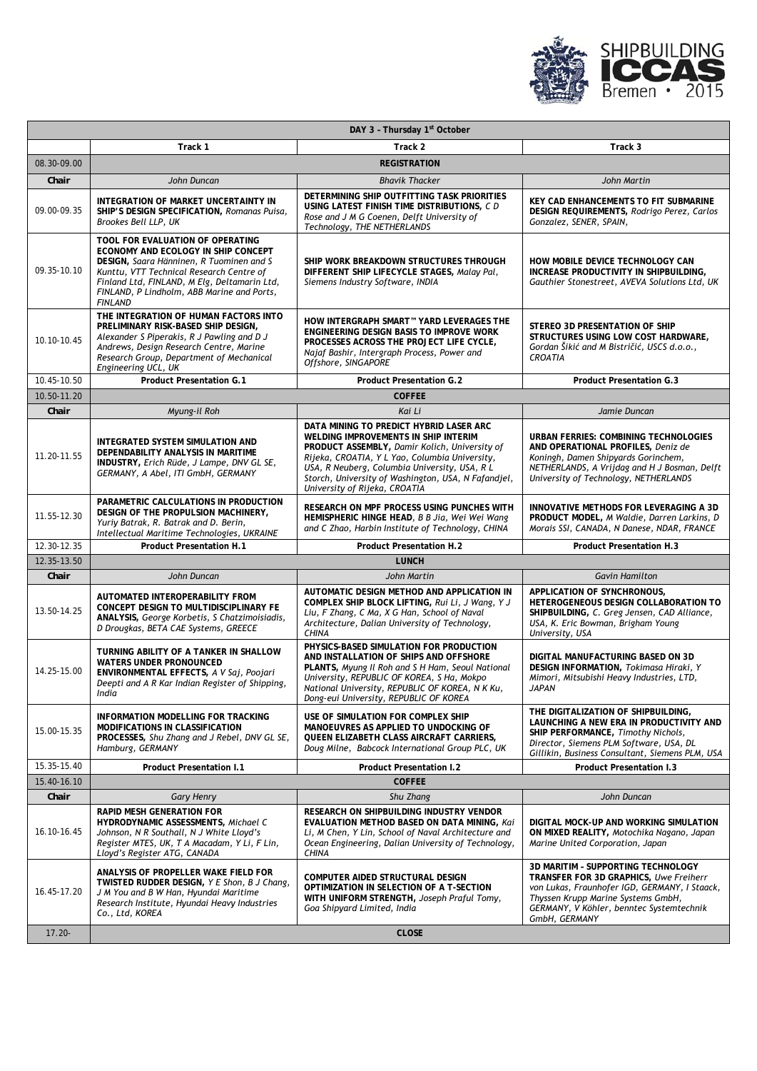| DAY 3 – Thursday 1st October | | | |
|---|---|---|---|
| | **Track 1** | **Track 2** | **Track 3** |
| 08.30-09.00 | **REGISTRATION** | | |
| **Chair** | *John Duncan* | *Bhavik Thacker* | *John Martin* |
| 09.00-09.35 | **INTEGRATION OF MARKET UNCERTAINTY IN SHIP'S DESIGN SPECIFICATION,** *Romanas Puisa, Brookes Bell LLP, UK* | **DETERMINING SHIP OUTFITTING TASK PRIORITIES USING LATEST FINISH TIME DISTRIBUTIONS,** *C D Rose and J M G Coenen, Delft University of Technology, THE NETHERLANDS* | **KEY CAD ENHANCEMENTS TO FIT SUBMARINE DESIGN REQUIREMENTS,** *Rodrigo Perez, Carlos Gonzalez, SENER, SPAIN,* |
| 09.35-10.10 | **TOOL FOR EVALUATION OF OPERATING ECONOMY AND ECOLOGY IN SHIP CONCEPT DESIGN,** *Saara Hänninen, R Tuominen and S Kunttu, VTT Technical Research Centre of Finland Ltd, FINLAND, M Elg, Deltamarin Ltd, FINLAND, P Lindholm, ABB Marine and Ports, FINLAND* | **SHIP WORK BREAKDOWN STRUCTURES THROUGH DIFFERENT SHIP LIFECYCLE STAGES,** *Malay Pal, Siemens Industry Software, INDIA* | **HOW MOBILE DEVICE TECHNOLOGY CAN INCREASE PRODUCTIVITY IN SHIPBUILDING,** *Gauthier Stonestreet, AVEVA Solutions Ltd, UK* |
| 10.10-10.45 | **THE INTEGRATION OF HUMAN FACTORS INTO PRELIMINARY RISK-BASED SHIP DESIGN,** *Alexander S Piperakis, R J Pawling and D J Andrews, Design Research Centre, Marine Research Group, Department of Mechanical Engineering UCL, UK* | **HOW INTERGRAPH SMART™ YARD LEVERAGES THE ENGINEERING DESIGN BASIS TO IMPROVE WORK PROCESSES ACROSS THE PROJECT LIFE CYCLE,** *Najaf Bashir, Intergraph Process, Power and Offshore, SINGAPORE* | **STEREO 3D PRESENTATION OF SHIP STRUCTURES USING LOW COST HARDWARE,** *Gordan Šikić and M Bistričić, USCS d.o.o., CROATIA* |
| 10.45-10.50 | **Product Presentation G.1** | **Product Presentation G.2** | **Product Presentation G.3** |
| 10.50-11.20 | **COFFEE** | | |
| **Chair** | *Myung-il Roh* | *Kai Li* | *Jamie Duncan* |
| 11.20-11.55 | **INTEGRATED SYSTEM SIMULATION AND DEPENDABILITY ANALYSIS IN MARITIME INDUSTRY,** *Erich Rüde, J Lampe, DNV GL SE, GERMANY, A Abel, ITI GmbH, GERMANY* | **DATA MINING TO PREDICT HYBRID LASER ARC WELDING IMPROVEMENTS IN SHIP INTERIM PRODUCT ASSEMBLY,** *Damir Kolich, University of Rijeka, CROATIA, Y L Yao, Columbia University, USA, R Neuberg, Columbia University, USA, R L Storch, University of Washington, USA, N Fafandjel, University of Rijeka, CROATIA* | **URBAN FERRIES: COMBINING TECHNOLOGIES AND OPERATIONAL PROFILES,** *Deniz de Koningh, Damen Shipyards Gorinchem, NETHERLANDS, A Vrijdag and H J Bosman, Delft University of Technology, NETHERLANDS* |
| 11.55-12.30 | **PARAMETRIC CALCULATIONS IN PRODUCTION DESIGN OF THE PROPULSION MACHINERY,** *Yuriy Batrak, R. Batrak and D. Berin, Intellectual Maritime Technologies, UKRAINE* | **RESEARCH ON MPF PROCESS USING PUNCHES WITH HEMISPHERIC HINGE HEAD,** *B B Jia, Wei Wei Wang and C Zhao, Harbin Institute of Technology, CHINA* | **INNOVATIVE METHODS FOR LEVERAGING A 3D PRODUCT MODEL,** *M Waldie, Darren Larkins, D Morais SSI, CANADA, N Danese, NDAR, FRANCE* |
| 12.30-12.35 | **Product Presentation H.1** | **Product Presentation H.2** | **Product Presentation H.3** |
| 12.35-13.50 | **LUNCH** | | |
| **Chair** | *John Duncan* | *John Martin* | *Gavin Hamilton* |
| 13.50-14.25 | **AUTOMATED INTEROPERABILITY FROM CONCEPT DESIGN TO MULTIDISCIPLINARY FE ANALYSIS,** *George Korbetis, S Chatzimoisiadis, D Drougkas, BETA CAE Systems, GREECE* | **AUTOMATIC DESIGN METHOD AND APPLICATION IN COMPLEX SHIP BLOCK LIFTING,** *Rui Li, J Wang, Y J Liu, F Zhang, C Ma, X G Han, School of Naval Architecture, Dalian University of Technology, CHINA* | **APPLICATION OF SYNCHRONOUS, HETEROGENEOUS DESIGN COLLABORATION TO SHIPBUILDING,** *C. Greg Jensen, CAD Alliance, USA, K. Eric Bowman, Brigham Young University, USA* |
| 14.25-15.00 | **TURNING ABILITY OF A TANKER IN SHALLOW WATERS UNDER PRONOUNCED ENVIRONMENTAL EFFECTS,** *A V Saj, Poojari Deepti and A R Kar Indian Register of Shipping, India* | **PHYSICS-BASED SIMULATION FOR PRODUCTION AND INSTALLATION OF SHIPS AND OFFSHORE PLANTS,** *Myung Il Roh and S H Ham, Seoul National University, REPUBLIC OF KOREA, S Ha, Mokpo National University, REPUBLIC OF KOREA, N K Ku, Dong-eui University, REPUBLIC OF KOREA* | **DIGITAL MANUFACTURING BASED ON 3D DESIGN INFORMATION,** *Tokimasa Hiraki, Y Mimori, Mitsubishi Heavy Industries, LTD, JAPAN* |
| 15.00-15.35 | **INFORMATION MODELLING FOR TRACKING MODIFICATIONS IN CLASSIFICATION PROCESSES,** *Shu Zhang and J Rebel, DNV GL SE, Hamburg, GERMANY* | **USE OF SIMULATION FOR COMPLEX SHIP MANOEUVRES AS APPLIED TO UNDOCKING OF QUEEN ELIZABETH CLASS AIRCRAFT CARRIERS,** *Doug Milne, Babcock International Group PLC, UK* | **THE DIGITALIZATION OF SHIPBUILDING, LAUNCHING A NEW ERA IN PRODUCTIVITY AND SHIP PERFORMANCE,** *Timothy Nichols, Director, Siemens PLM Software, USA, DL Gillikin, Business Consultant, Siemens PLM, USA* |
| 15.35-15.40 | **Product Presentation I.1** | **Product Presentation I.2** | **Product Presentation I.3** |
| 15.40-16.10 | **COFFEE** | | |
| **Chair** | *Gary Henry* | *Shu Zhang* | *John Duncan* |
| 16.10-16.45 | **RAPID MESH GENERATION FOR HYDRODYNAMIC ASSESSMENTS,** *Michael C Johnson, N R Southall, N J White Lloyd's Register MTES, UK, T A Macadam, Y Li, F Lin, Lloyd's Register ATG, CANADA* | **RESEARCH ON SHIPBUILDING INDUSTRY VENDOR EVALUATION METHOD BASED ON DATA MINING,** *Kai Li, M Chen, Y Lin, School of Naval Architecture and Ocean Engineering, Dalian University of Technology, CHINA* | **DIGITAL MOCK-UP AND WORKING SIMULATION ON MIXED REALITY,** *Motochika Nagano, Japan Marine United Corporation, Japan* |
| 16.45-17.20 | **ANALYSIS OF PROPELLER WAKE FIELD FOR TWISTED RUDDER DESIGN,** *Y E Shon, B J Chang, J M You and B W Han, Hyundai Maritime Research Institute, Hyundai Heavy Industries Co., Ltd, KOREA* | **COMPUTER AIDED STRUCTURAL DESIGN OPTIMIZATION IN SELECTION OF A T-SECTION WITH UNIFORM STRENGTH,** *Joseph Praful Tomy, Goa Shipyard Limited, India* | **3D MARITIM – SUPPORTING TECHNOLOGY TRANSFER FOR 3D GRAPHICS,** *Uwe Freiherr von Lukas, Fraunhofer IGD, GERMANY, I Staack, Thyssen Krupp Marine Systems GmbH, GERMANY, V Köhler, benntec Systemtechnik GmbH, GERMANY* |
| 17.20- | **CLOSE** | | |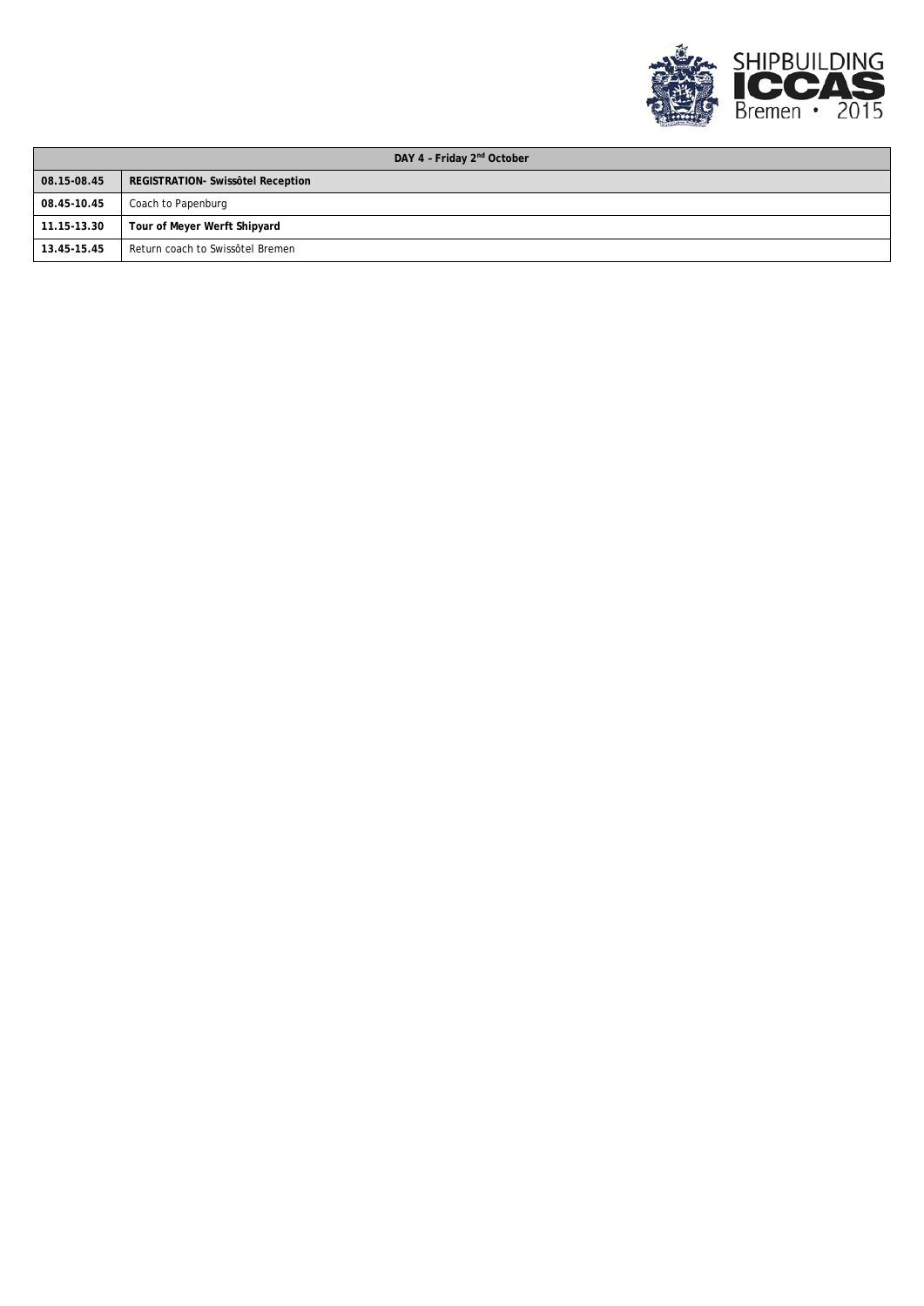| DAY 4 - Friday 2nd October | |
|---|---|
| **08.15-08.45** | **REGISTRATION- Swissôtel Reception** |
| **08.45-10.45** | Coach to Papenburg |
| **11.15-13.30** | **Tour of Meyer Werft Shipyard** |
| **13.45-15.45** | Return coach to Swissôtel Bremen |